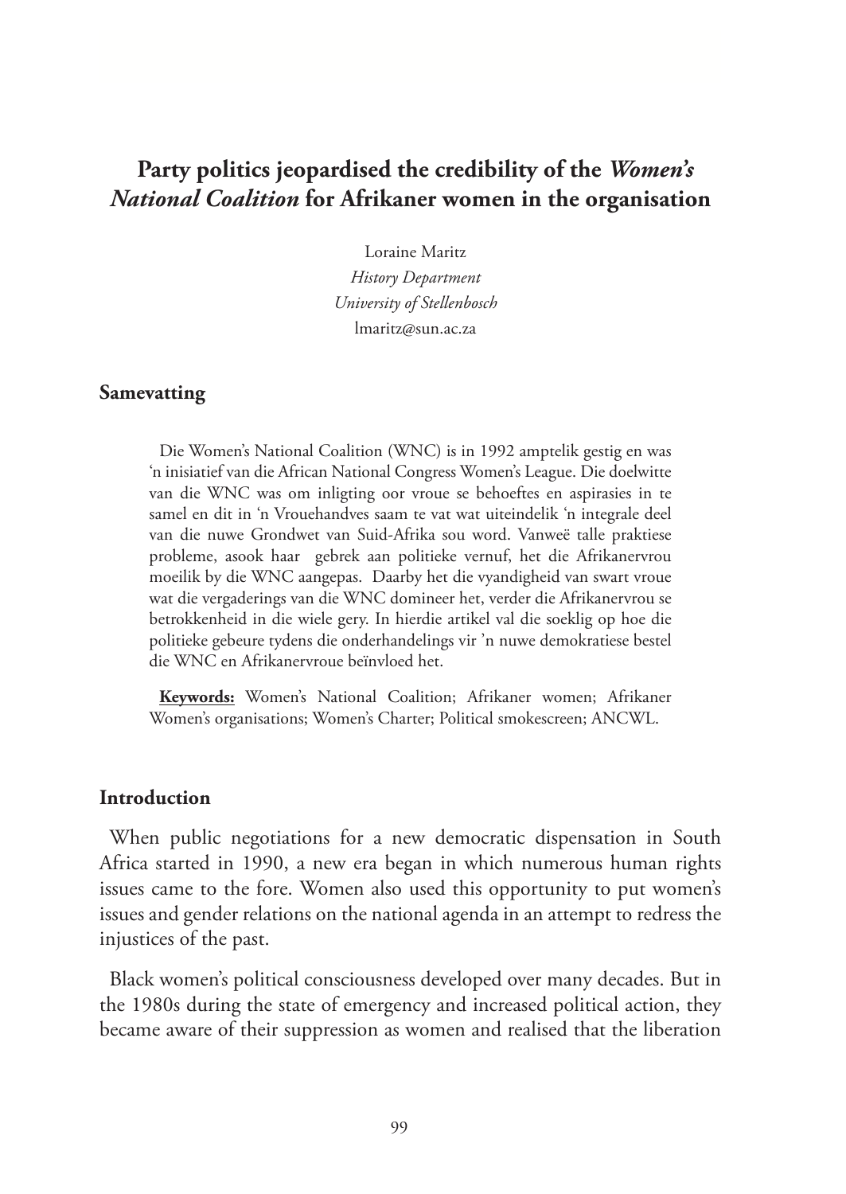# Party politics jeopardised the credibility of the *Women's National Coalition* for Afrikaner women in the organisation

Loraine Maritz
*History Department*
*University of Stellenbosch*
lmaritz@sun.ac.za

## Samevatting

Die Women's National Coalition (WNC) is in 1992 amptelik gestig en was 'n inisiatief van die African National Congress Women's League. Die doelwitte van die WNC was om inligting oor vroue se behoeftes en aspirasies in te samel en dit in 'n Vrouehandves saam te vat wat uiteindelik 'n integrale deel van die nuwe Grondwet van Suid-Afrika sou word. Vanweë talle praktiese probleme, asook haar gebrek aan politieke vernuf, het die Afrikanervrou moeilik by die WNC aangepas. Daarby het die vyandigheid van swart vroue wat die vergaderings van die WNC domineer het, verder die Afrikanervrou se betrokkenheid in die wiele gery. In hierdie artikel val die soeklig op hoe die politieke gebeure tydens die onderhandelings vir 'n nuwe demokratiese bestel die WNC en Afrikanervroue beïnvloed het.

**Keywords:** Women's National Coalition; Afrikaner women; Afrikaner Women's organisations; Women's Charter; Political smokescreen; ANCWL.

## Introduction

When public negotiations for a new democratic dispensation in South Africa started in 1990, a new era began in which numerous human rights issues came to the fore. Women also used this opportunity to put women's issues and gender relations on the national agenda in an attempt to redress the injustices of the past.

Black women's political consciousness developed over many decades. But in the 1980s during the state of emergency and increased political action, they became aware of their suppression as women and realised that the liberation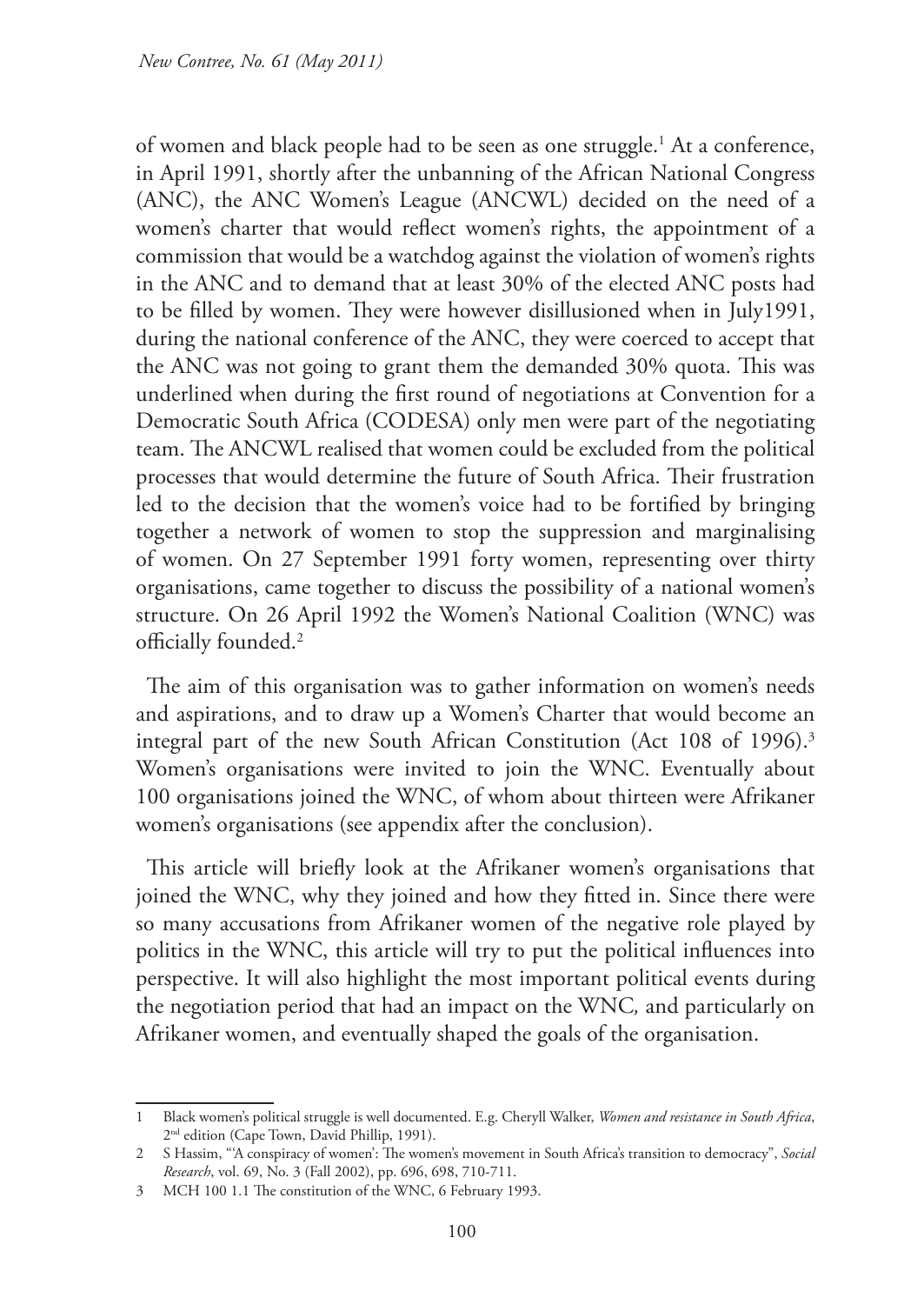of women and black people had to be seen as one struggle.[1] At a conference, in April 1991, shortly after the unbanning of the African National Congress (ANC), the ANC Women's League (ANCWL) decided on the need of a women's charter that would reflect women's rights, the appointment of a commission that would be a watchdog against the violation of women's rights in the ANC and to demand that at least 30% of the elected ANC posts had to be filled by women. They were however disillusioned when in July1991, during the national conference of the ANC, they were coerced to accept that the ANC was not going to grant them the demanded 30% quota. This was underlined when during the first round of negotiations at Convention for a Democratic South Africa (CODESA) only men were part of the negotiating team. The ANCWL realised that women could be excluded from the political processes that would determine the future of South Africa. Their frustration led to the decision that the women's voice had to be fortified by bringing together a network of women to stop the suppression and marginalising of women. On 27 September 1991 forty women, representing over thirty organisations, came together to discuss the possibility of a national women's structure. On 26 April 1992 the Women's National Coalition (WNC) was officially founded.[2]

The aim of this organisation was to gather information on women's needs and aspirations, and to draw up a Women's Charter that would become an integral part of the new South African Constitution (Act 108 of 1996).[3] Women's organisations were invited to join the WNC. Eventually about 100 organisations joined the WNC, of whom about thirteen were Afrikaner women's organisations (see appendix after the conclusion).

This article will briefly look at the Afrikaner women's organisations that joined the WNC, why they joined and how they fitted in. Since there were so many accusations from Afrikaner women of the negative role played by politics in the WNC, this article will try to put the political influences into perspective. It will also highlight the most important political events during the negotiation period that had an impact on the WNC*,* and particularly on Afrikaner women, and eventually shaped the goals of the organisation.

---

1 Black women's political struggle is well documented. E.g. Cheryll Walker, *Women and resistance in South Africa*, 2nd edition (Cape Town, David Phillip, 1991).

2 S Hassim, "'A conspiracy of women': The women's movement in South Africa's transition to democracy", *Social Research*, vol. 69, No. 3 (Fall 2002), pp. 696, 698, 710-711.

3 MCH 100 1.1 The constitution of the WNC, 6 February 1993.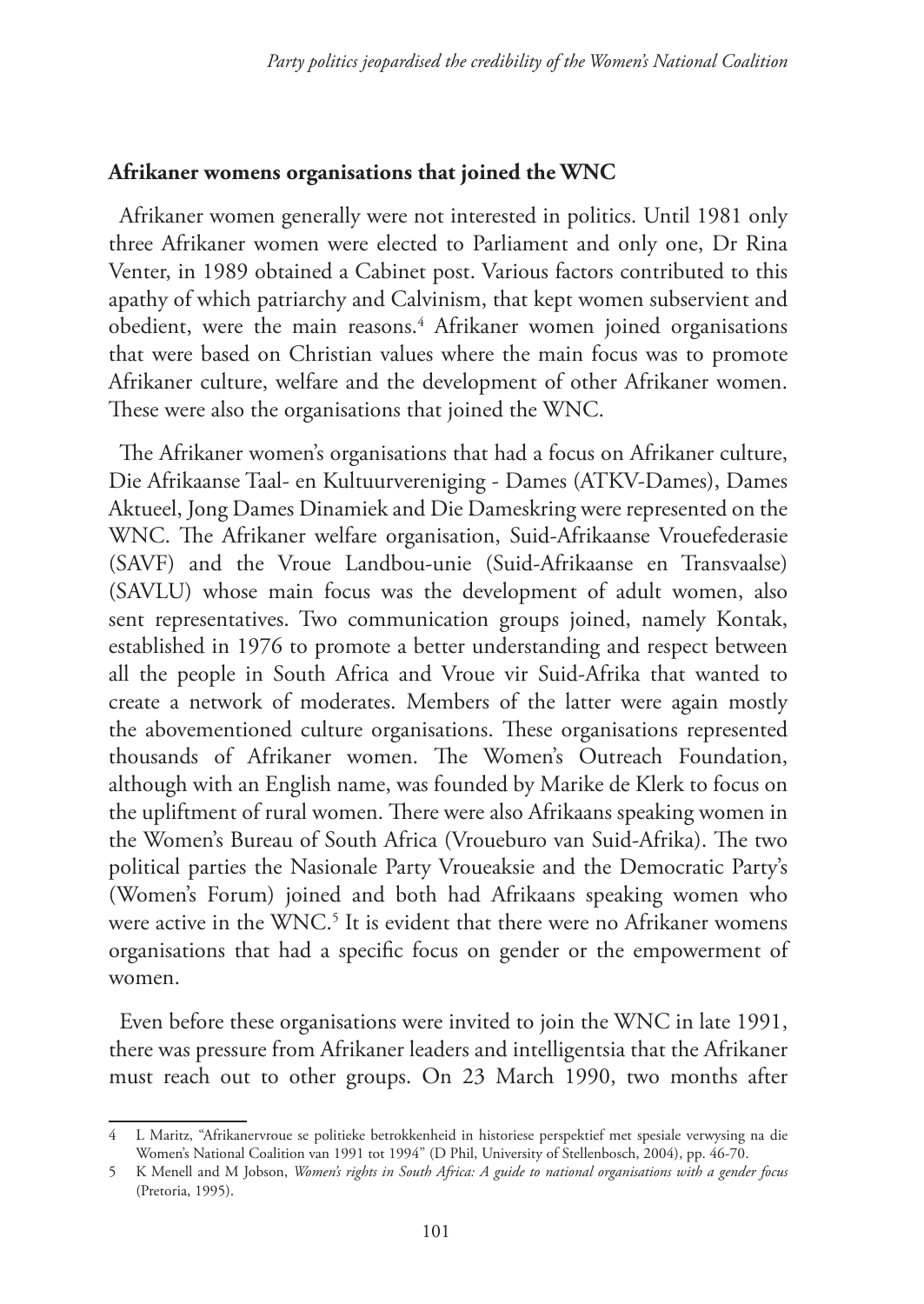**Afrikaner womens organisations that joined the WNC**

Afrikaner women generally were not interested in politics. Until 1981 only three Afrikaner women were elected to Parliament and only one, Dr Rina Venter, in 1989 obtained a Cabinet post. Various factors contributed to this apathy of which patriarchy and Calvinism, that kept women subservient and obedient, were the main reasons.[4] Afrikaner women joined organisations that were based on Christian values where the main focus was to promote Afrikaner culture, welfare and the development of other Afrikaner women. These were also the organisations that joined the WNC.

The Afrikaner women's organisations that had a focus on Afrikaner culture, Die Afrikaanse Taal- en Kultuurvereniging - Dames (ATKV-Dames), Dames Aktueel, Jong Dames Dinamiek and Die Dameskring were represented on the WNC. The Afrikaner welfare organisation, Suid-Afrikaanse Vrouefederasie (SAVF) and the Vroue Landbou-unie (Suid-Afrikaanse en Transvaalse) (SAVLU) whose main focus was the development of adult women, also sent representatives. Two communication groups joined, namely Kontak, established in 1976 to promote a better understanding and respect between all the people in South Africa and Vroue vir Suid-Afrika that wanted to create a network of moderates. Members of the latter were again mostly the abovementioned culture organisations. These organisations represented thousands of Afrikaner women. The Women's Outreach Foundation, although with an English name, was founded by Marike de Klerk to focus on the upliftment of rural women. There were also Afrikaans speaking women in the Women's Bureau of South Africa (Vroueburo van Suid-Afrika). The two political parties the Nasionale Party Vroueaksie and the Democratic Party's (Women's Forum) joined and both had Afrikaans speaking women who were active in the WNC.[5] It is evident that there were no Afrikaner womens organisations that had a specific focus on gender or the empowerment of women.

Even before these organisations were invited to join the WNC in late 1991, there was pressure from Afrikaner leaders and intelligentsia that the Afrikaner must reach out to other groups. On 23 March 1990, two months after

---

4 L Maritz, "Afrikanervroue se politieke betrokkenheid in historiese perspektief met spesiale verwysing na die Women's National Coalition van 1991 tot 1994" (D Phil, University of Stellenbosch, 2004), pp. 46-70.

5 K Menell and M Jobson, *Women's rights in South Africa: A guide to national organisations with a gender focus* (Pretoria, 1995).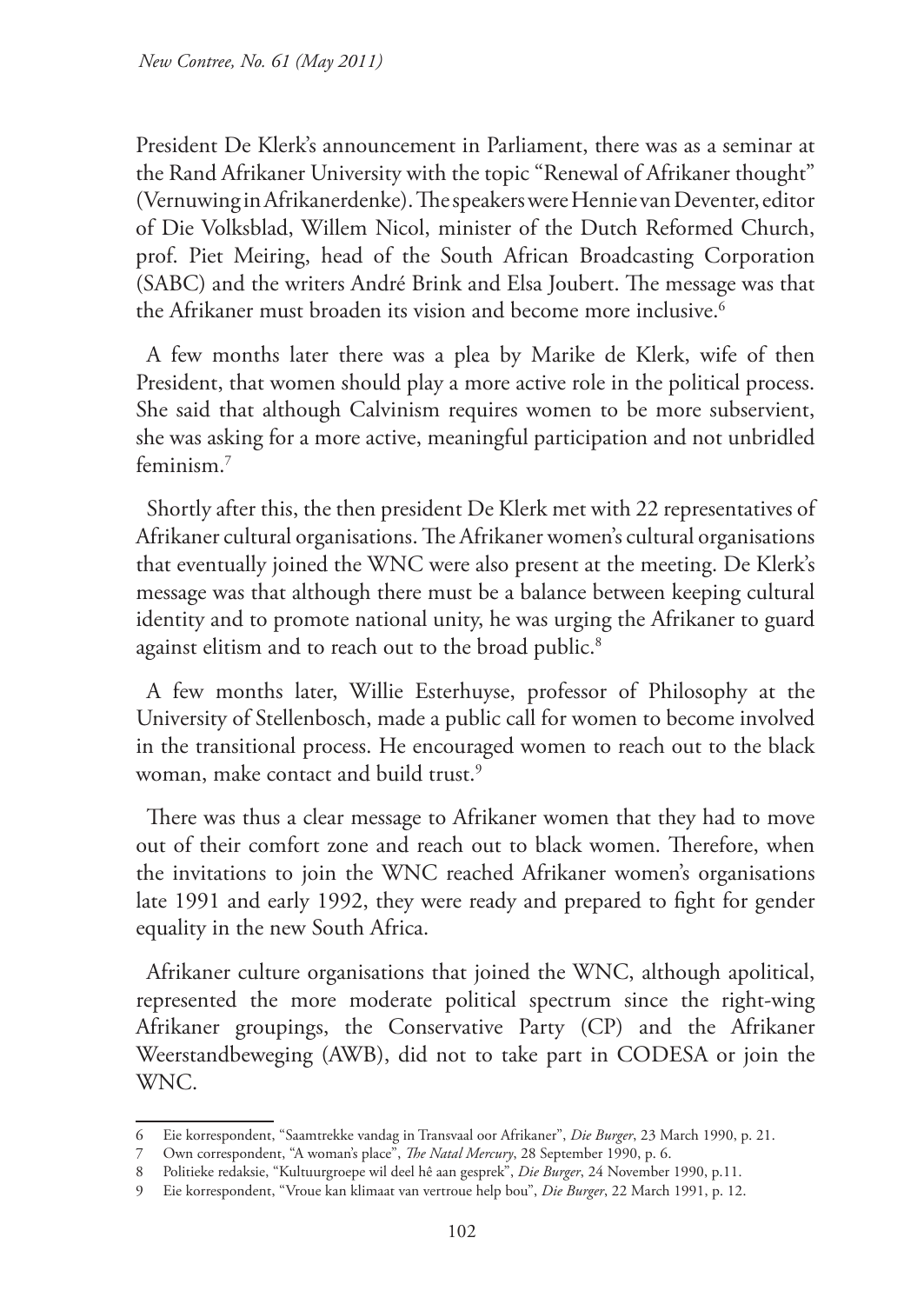President De Klerk's announcement in Parliament, there was as a seminar at the Rand Afrikaner University with the topic "Renewal of Afrikaner thought" (Vernuwing in Afrikanerdenke). The speakers were Hennie van Deventer, editor of Die Volksblad, Willem Nicol, minister of the Dutch Reformed Church, prof. Piet Meiring, head of the South African Broadcasting Corporation (SABC) and the writers André Brink and Elsa Joubert. The message was that the Afrikaner must broaden its vision and become more inclusive.[6]

A few months later there was a plea by Marike de Klerk, wife of then President, that women should play a more active role in the political process. She said that although Calvinism requires women to be more subservient, she was asking for a more active, meaningful participation and not unbridled feminism.[7]

Shortly after this, the then president De Klerk met with 22 representatives of Afrikaner cultural organisations. The Afrikaner women's cultural organisations that eventually joined the WNC were also present at the meeting. De Klerk's message was that although there must be a balance between keeping cultural identity and to promote national unity, he was urging the Afrikaner to guard against elitism and to reach out to the broad public.[8]

A few months later, Willie Esterhuyse, professor of Philosophy at the University of Stellenbosch, made a public call for women to become involved in the transitional process. He encouraged women to reach out to the black woman, make contact and build trust.[9]

There was thus a clear message to Afrikaner women that they had to move out of their comfort zone and reach out to black women. Therefore, when the invitations to join the WNC reached Afrikaner women's organisations late 1991 and early 1992, they were ready and prepared to fight for gender equality in the new South Africa.

Afrikaner culture organisations that joined the WNC, although apolitical, represented the more moderate political spectrum since the right-wing Afrikaner groupings, the Conservative Party (CP) and the Afrikaner Weerstandbeweging (AWB), did not to take part in CODESA or join the WNC.

---

6 Eie korrespondent, "Saamtrekke vandag in Transvaal oor Afrikaner", *Die Burger*, 23 March 1990, p. 21.

7 Own correspondent, "A woman's place", *The Natal Mercury*, 28 September 1990, p. 6.

8 Politieke redaksie, "Kultuurgroepe wil deel hê aan gesprek", *Die Burger*, 24 November 1990, p.11.

9 Eie korrespondent, "Vroue kan klimaat van vertroue help bou", *Die Burger*, 22 March 1991, p. 12.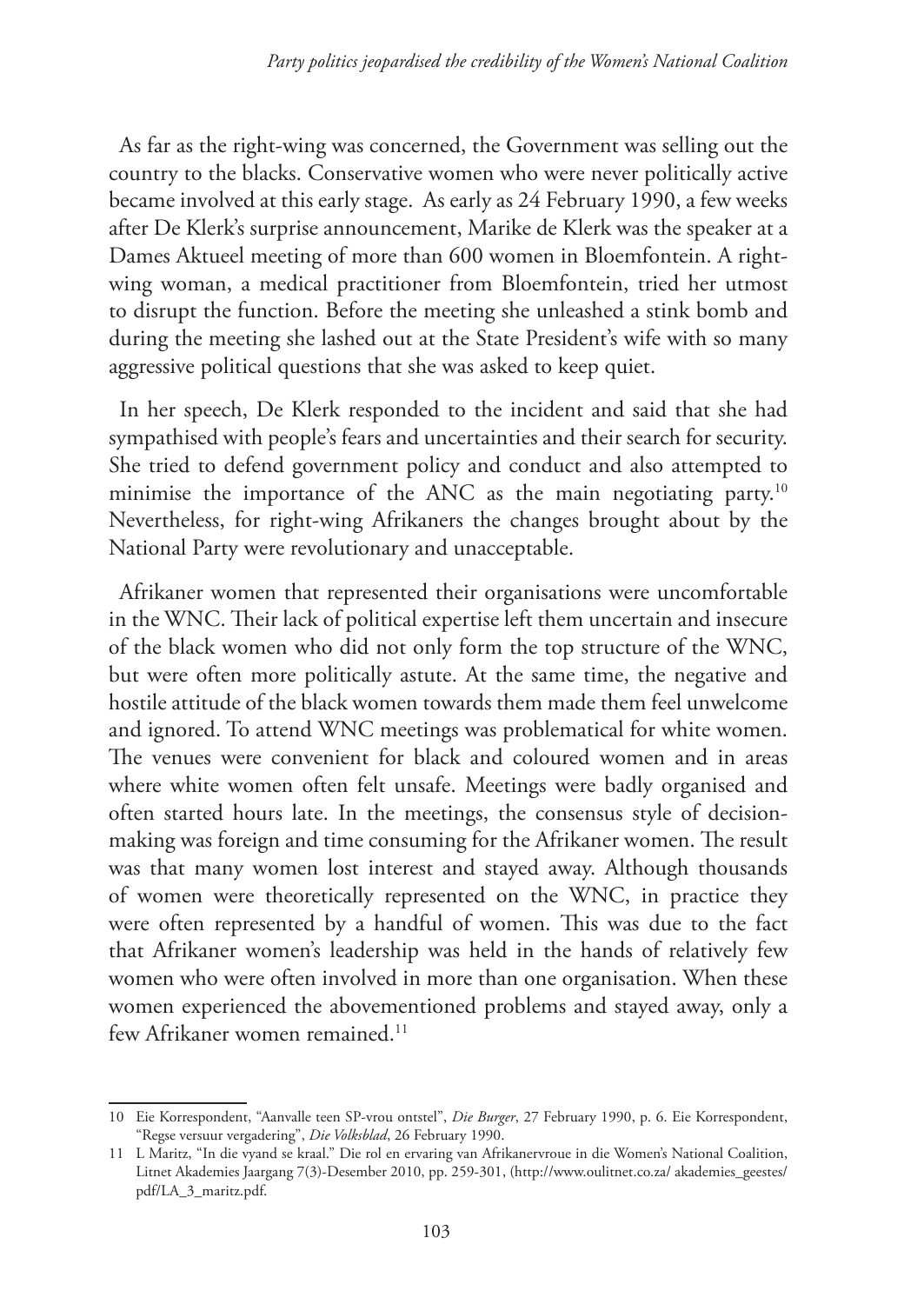As far as the right-wing was concerned, the Government was selling out the country to the blacks. Conservative women who were never politically active became involved at this early stage. As early as 24 February 1990, a few weeks after De Klerk's surprise announcement, Marike de Klerk was the speaker at a Dames Aktueel meeting of more than 600 women in Bloemfontein. A right-wing woman, a medical practitioner from Bloemfontein, tried her utmost to disrupt the function. Before the meeting she unleashed a stink bomb and during the meeting she lashed out at the State President's wife with so many aggressive political questions that she was asked to keep quiet.

In her speech, De Klerk responded to the incident and said that she had sympathised with people's fears and uncertainties and their search for security. She tried to defend government policy and conduct and also attempted to minimise the importance of the ANC as the main negotiating party.[10] Nevertheless, for right-wing Afrikaners the changes brought about by the National Party were revolutionary and unacceptable.

Afrikaner women that represented their organisations were uncomfortable in the WNC. Their lack of political expertise left them uncertain and insecure of the black women who did not only form the top structure of the WNC, but were often more politically astute. At the same time, the negative and hostile attitude of the black women towards them made them feel unwelcome and ignored. To attend WNC meetings was problematical for white women. The venues were convenient for black and coloured women and in areas where white women often felt unsafe. Meetings were badly organised and often started hours late. In the meetings, the consensus style of decision-making was foreign and time consuming for the Afrikaner women. The result was that many women lost interest and stayed away. Although thousands of women were theoretically represented on the WNC, in practice they were often represented by a handful of women. This was due to the fact that Afrikaner women's leadership was held in the hands of relatively few women who were often involved in more than one organisation. When these women experienced the abovementioned problems and stayed away, only a few Afrikaner women remained.[11]

---

10 Eie Korrespondent, "Aanvalle teen SP-vrou ontstel", *Die Burger*, 27 February 1990, p. 6. Eie Korrespondent, "Regse versuur vergadering", *Die Volksblad*, 26 February 1990.

11 L Maritz, "In die vyand se kraal." Die rol en ervaring van Afrikanervroue in die Women's National Coalition, Litnet Akademies Jaargang 7(3)-Desember 2010, pp. 259-301, (http://www.oulitnet.co.za/ akademies_geestes/ pdf/LA_3_maritz.pdf.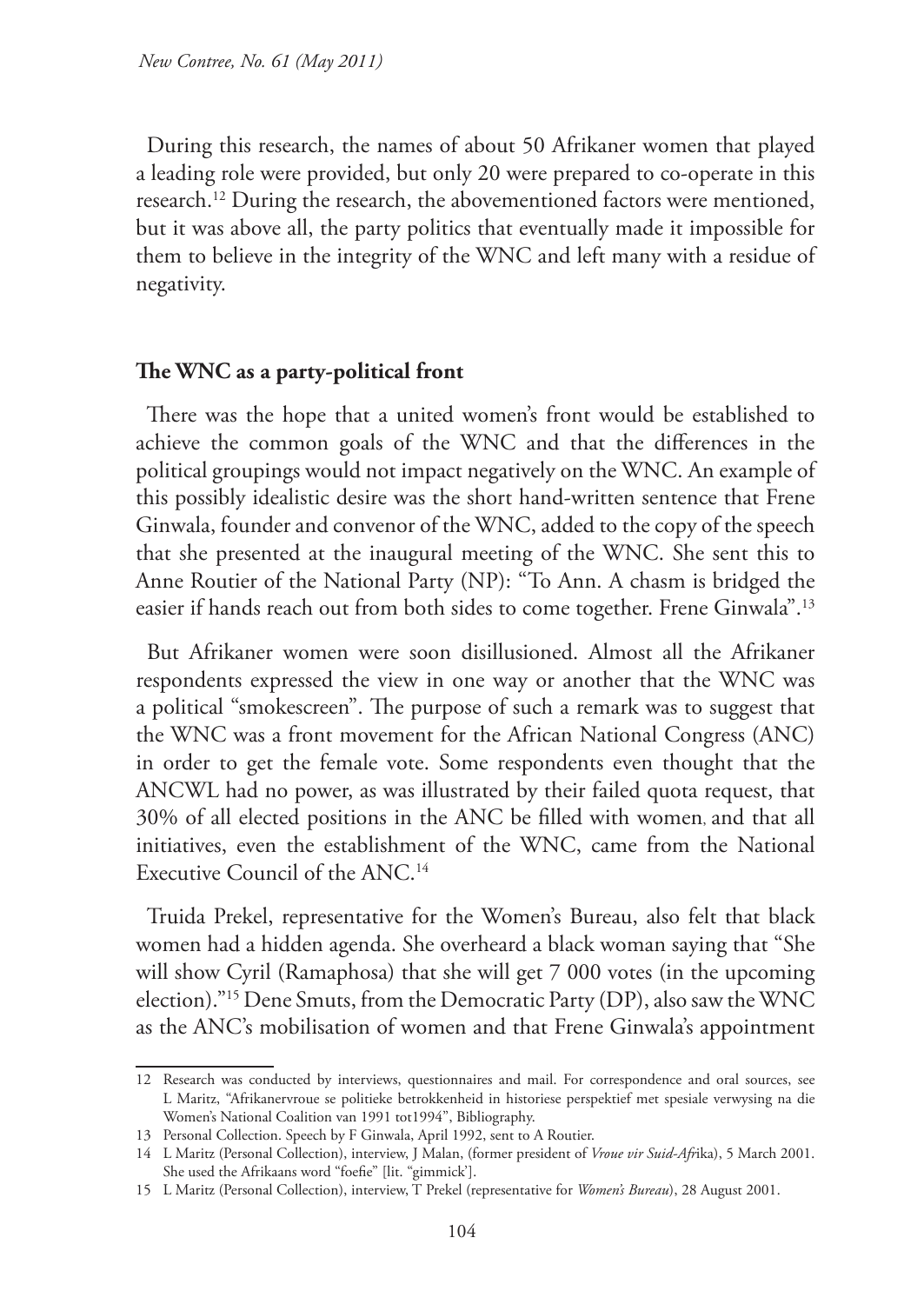During this research, the names of about 50 Afrikaner women that played a leading role were provided, but only 20 were prepared to co-operate in this research.[12] During the research, the abovementioned factors were mentioned, but it was above all, the party politics that eventually made it impossible for them to believe in the integrity of the WNC and left many with a residue of negativity.

## The WNC as a party-political front

There was the hope that a united women's front would be established to achieve the common goals of the WNC and that the differences in the political groupings would not impact negatively on the WNC. An example of this possibly idealistic desire was the short hand-written sentence that Frene Ginwala, founder and convenor of the WNC, added to the copy of the speech that she presented at the inaugural meeting of the WNC. She sent this to Anne Routier of the National Party (NP): "To Ann. A chasm is bridged the easier if hands reach out from both sides to come together. Frene Ginwala".[13]

But Afrikaner women were soon disillusioned. Almost all the Afrikaner respondents expressed the view in one way or another that the WNC was a political "smokescreen". The purpose of such a remark was to suggest that the WNC was a front movement for the African National Congress (ANC) in order to get the female vote. Some respondents even thought that the ANCWL had no power, as was illustrated by their failed quota request, that 30% of all elected positions in the ANC be filled with women, and that all initiatives, even the establishment of the WNC, came from the National Executive Council of the ANC.[14]

Truida Prekel, representative for the Women's Bureau, also felt that black women had a hidden agenda. She overheard a black woman saying that "She will show Cyril (Ramaphosa) that she will get 7 000 votes (in the upcoming election)."[15] Dene Smuts, from the Democratic Party (DP), also saw the WNC as the ANC's mobilisation of women and that Frene Ginwala's appointment

---

12 Research was conducted by interviews, questionnaires and mail. For correspondence and oral sources, see L Maritz, "Afrikanervroue se politieke betrokkenheid in historiese perspektief met spesiale verwysing na die Women's National Coalition van 1991 tot1994", Bibliography.

13 Personal Collection. Speech by F Ginwala, April 1992, sent to A Routier.

14 L Maritz (Personal Collection), interview, J Malan, (former president of *Vroue vir Suid-Afri*ka), 5 March 2001. She used the Afrikaans word "foefie" [lit. "gimmick'].

15 L Maritz (Personal Collection), interview, T Prekel (representative for *Women's Bureau*), 28 August 2001.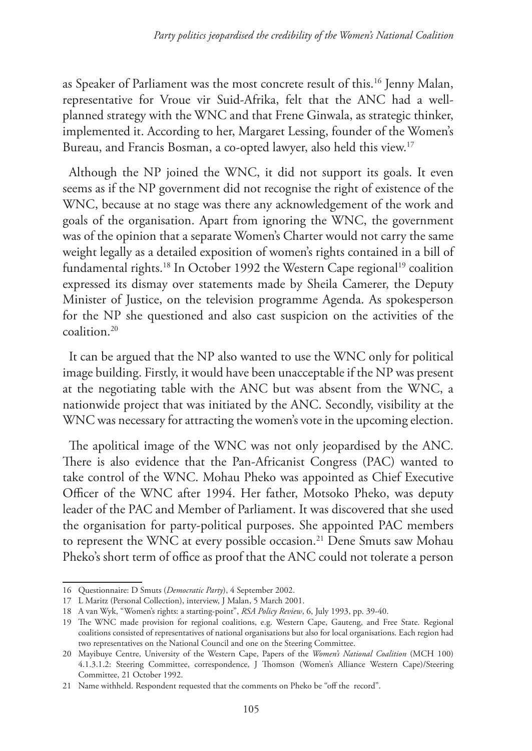as Speaker of Parliament was the most concrete result of this.[16] Jenny Malan, representative for Vroue vir Suid-Afrika, felt that the ANC had a well-planned strategy with the WNC and that Frene Ginwala, as strategic thinker, implemented it. According to her, Margaret Lessing, founder of the Women's Bureau, and Francis Bosman, a co-opted lawyer, also held this view.[17]

Although the NP joined the WNC, it did not support its goals. It even seems as if the NP government did not recognise the right of existence of the WNC, because at no stage was there any acknowledgement of the work and goals of the organisation. Apart from ignoring the WNC, the government was of the opinion that a separate Women's Charter would not carry the same weight legally as a detailed exposition of women's rights contained in a bill of fundamental rights.[18] In October 1992 the Western Cape regional[19] coalition expressed its dismay over statements made by Sheila Camerer, the Deputy Minister of Justice, on the television programme Agenda. As spokesperson for the NP she questioned and also cast suspicion on the activities of the coalition.[20]

It can be argued that the NP also wanted to use the WNC only for political image building. Firstly, it would have been unacceptable if the NP was present at the negotiating table with the ANC but was absent from the WNC, a nationwide project that was initiated by the ANC. Secondly, visibility at the WNC was necessary for attracting the women's vote in the upcoming election.

The apolitical image of the WNC was not only jeopardised by the ANC. There is also evidence that the Pan-Africanist Congress (PAC) wanted to take control of the WNC. Mohau Pheko was appointed as Chief Executive Officer of the WNC after 1994. Her father, Motsoko Pheko, was deputy leader of the PAC and Member of Parliament. It was discovered that she used the organisation for party-political purposes. She appointed PAC members to represent the WNC at every possible occasion.[21] Dene Smuts saw Mohau Pheko's short term of office as proof that the ANC could not tolerate a person

---

16 Questionnaire: D Smuts (*Democratic Party*), 4 September 2002.

17 L Maritz (Personal Collection), interview, J Malan, 5 March 2001.

18 A van Wyk, "Women's rights: a starting-point", *RSA Policy Review*, 6, July 1993, pp. 39-40.

19 The WNC made provision for regional coalitions, e.g. Western Cape, Gauteng, and Free State. Regional coalitions consisted of representatives of national organisations but also for local organisations. Each region had two representatives on the National Council and one on the Steering Committee.

20 Mayibuye Centre, University of the Western Cape, Papers of the *Women's National Coalition* (MCH 100) 4.1.3.1.2: Steering Committee, correspondence, J Thomson (Women's Alliance Western Cape)/Steering Committee, 21 October 1992.

21 Name withheld. Respondent requested that the comments on Pheko be "off the record".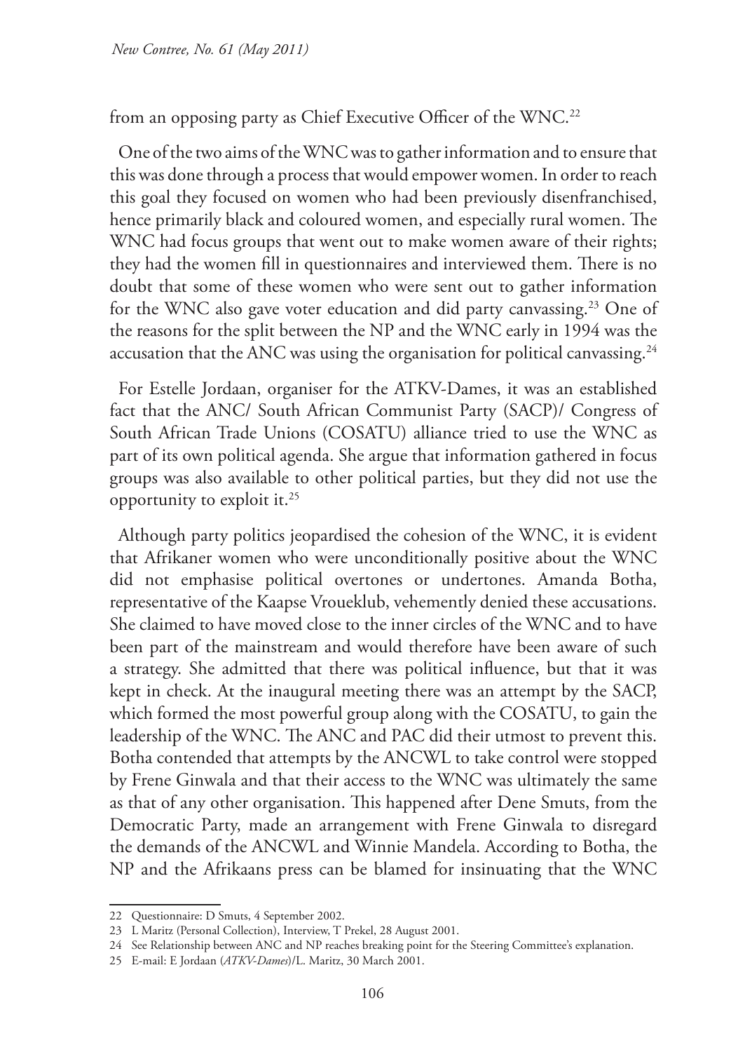from an opposing party as Chief Executive Officer of the WNC.[22]

One of the two aims of the WNC was to gather information and to ensure that this was done through a process that would empower women. In order to reach this goal they focused on women who had been previously disenfranchised, hence primarily black and coloured women, and especially rural women. The WNC had focus groups that went out to make women aware of their rights; they had the women fill in questionnaires and interviewed them. There is no doubt that some of these women who were sent out to gather information for the WNC also gave voter education and did party canvassing.[23] One of the reasons for the split between the NP and the WNC early in 1994 was the accusation that the ANC was using the organisation for political canvassing.[24]

For Estelle Jordaan, organiser for the ATKV-Dames, it was an established fact that the ANC/ South African Communist Party (SACP)/ Congress of South African Trade Unions (COSATU) alliance tried to use the WNC as part of its own political agenda. She argue that information gathered in focus groups was also available to other political parties, but they did not use the opportunity to exploit it.[25]

Although party politics jeopardised the cohesion of the WNC, it is evident that Afrikaner women who were unconditionally positive about the WNC did not emphasise political overtones or undertones. Amanda Botha, representative of the Kaapse Vroueklub, vehemently denied these accusations. She claimed to have moved close to the inner circles of the WNC and to have been part of the mainstream and would therefore have been aware of such a strategy. She admitted that there was political influence, but that it was kept in check. At the inaugural meeting there was an attempt by the SACP, which formed the most powerful group along with the COSATU, to gain the leadership of the WNC. The ANC and PAC did their utmost to prevent this. Botha contended that attempts by the ANCWL to take control were stopped by Frene Ginwala and that their access to the WNC was ultimately the same as that of any other organisation. This happened after Dene Smuts, from the Democratic Party, made an arrangement with Frene Ginwala to disregard the demands of the ANCWL and Winnie Mandela. According to Botha, the NP and the Afrikaans press can be blamed for insinuating that the WNC

---

22 Questionnaire: D Smuts, 4 September 2002.

23 L Maritz (Personal Collection), Interview, T Prekel, 28 August 2001.

24 See Relationship between ANC and NP reaches breaking point for the Steering Committee's explanation.

25 E-mail: E Jordaan (*ATKV-Dames*)/L. Maritz, 30 March 2001.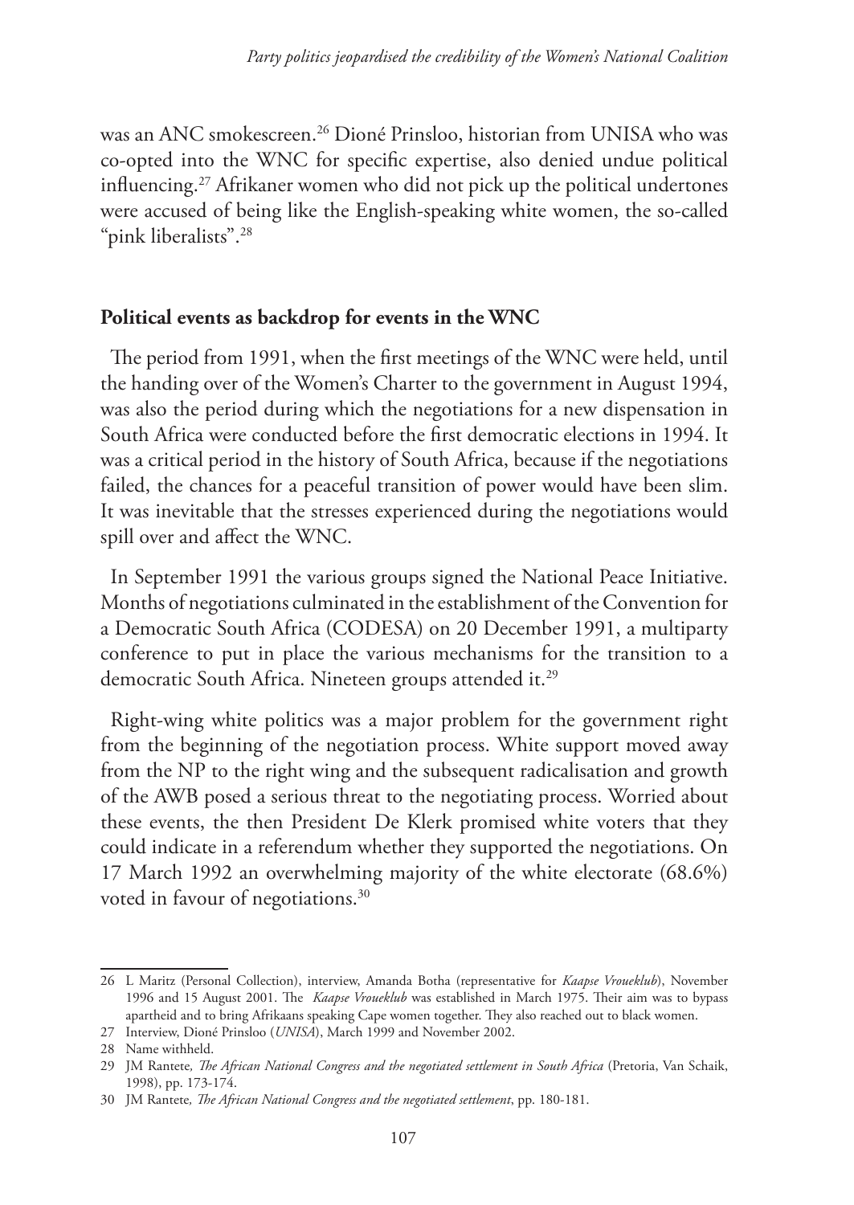was an ANC smokescreen.[26] Dioné Prinsloo, historian from UNISA who was co-opted into the WNC for specific expertise, also denied undue political influencing.[27] Afrikaner women who did not pick up the political undertones were accused of being like the English-speaking white women, the so-called "pink liberalists".[28]

## Political events as backdrop for events in the WNC

The period from 1991, when the first meetings of the WNC were held, until the handing over of the Women's Charter to the government in August 1994, was also the period during which the negotiations for a new dispensation in South Africa were conducted before the first democratic elections in 1994. It was a critical period in the history of South Africa, because if the negotiations failed, the chances for a peaceful transition of power would have been slim. It was inevitable that the stresses experienced during the negotiations would spill over and affect the WNC.

In September 1991 the various groups signed the National Peace Initiative. Months of negotiations culminated in the establishment of the Convention for a Democratic South Africa (CODESA) on 20 December 1991, a multiparty conference to put in place the various mechanisms for the transition to a democratic South Africa. Nineteen groups attended it.[29]

Right-wing white politics was a major problem for the government right from the beginning of the negotiation process. White support moved away from the NP to the right wing and the subsequent radicalisation and growth of the AWB posed a serious threat to the negotiating process. Worried about these events, the then President De Klerk promised white voters that they could indicate in a referendum whether they supported the negotiations. On 17 March 1992 an overwhelming majority of the white electorate (68.6%) voted in favour of negotiations.[30]

---

26 L Maritz (Personal Collection), interview, Amanda Botha (representative for *Kaapse Vroueklub*), November 1996 and 15 August 2001. The *Kaapse Vroueklub* was established in March 1975. Their aim was to bypass apartheid and to bring Afrikaans speaking Cape women together. They also reached out to black women.

27 Interview, Dioné Prinsloo (*UNISA*), March 1999 and November 2002.

28 Name withheld.

29 JM Rantete, *The African National Congress and the negotiated settlement in South Africa* (Pretoria, Van Schaik, 1998), pp. 173-174.

30 JM Rantete, *The African National Congress and the negotiated settlement*, pp. 180-181.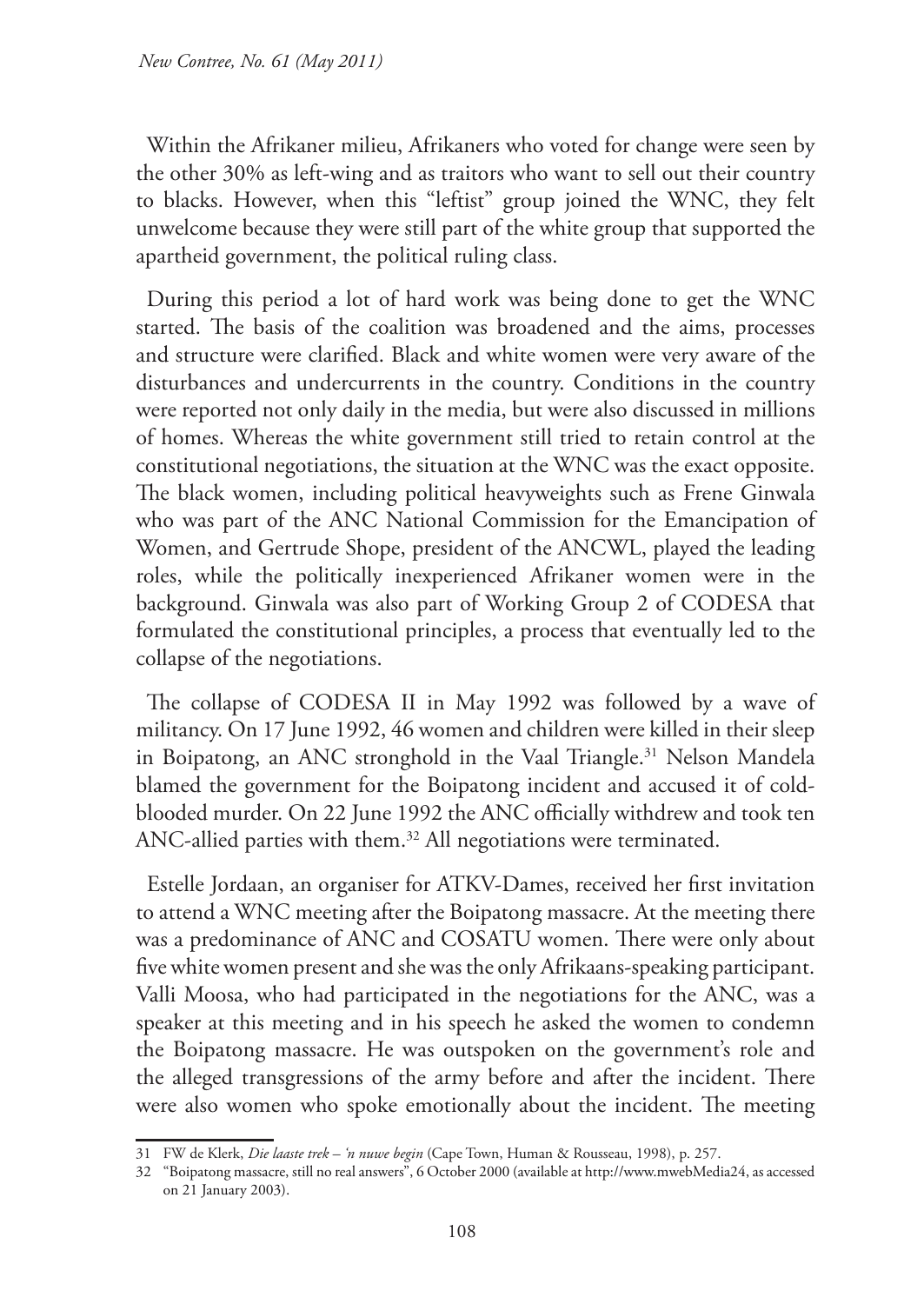Within the Afrikaner milieu, Afrikaners who voted for change were seen by the other 30% as left-wing and as traitors who want to sell out their country to blacks. However, when this "leftist" group joined the WNC, they felt unwelcome because they were still part of the white group that supported the apartheid government, the political ruling class.

During this period a lot of hard work was being done to get the WNC started. The basis of the coalition was broadened and the aims, processes and structure were clarified. Black and white women were very aware of the disturbances and undercurrents in the country. Conditions in the country were reported not only daily in the media, but were also discussed in millions of homes. Whereas the white government still tried to retain control at the constitutional negotiations, the situation at the WNC was the exact opposite. The black women, including political heavyweights such as Frene Ginwala who was part of the ANC National Commission for the Emancipation of Women, and Gertrude Shope, president of the ANCWL, played the leading roles, while the politically inexperienced Afrikaner women were in the background. Ginwala was also part of Working Group 2 of CODESA that formulated the constitutional principles, a process that eventually led to the collapse of the negotiations.

The collapse of CODESA II in May 1992 was followed by a wave of militancy. On 17 June 1992, 46 women and children were killed in their sleep in Boipatong, an ANC stronghold in the Vaal Triangle.[31] Nelson Mandela blamed the government for the Boipatong incident and accused it of cold-blooded murder. On 22 June 1992 the ANC officially withdrew and took ten ANC-allied parties with them.[32] All negotiations were terminated.

Estelle Jordaan, an organiser for ATKV-Dames, received her first invitation to attend a WNC meeting after the Boipatong massacre. At the meeting there was a predominance of ANC and COSATU women. There were only about five white women present and she was the only Afrikaans-speaking participant. Valli Moosa, who had participated in the negotiations for the ANC, was a speaker at this meeting and in his speech he asked the women to condemn the Boipatong massacre. He was outspoken on the government's role and the alleged transgressions of the army before and after the incident. There were also women who spoke emotionally about the incident. The meeting

31 FW de Klerk, *Die laaste trek – 'n nuwe begin* (Cape Town, Human & Rousseau, 1998), p. 257.

32 "Boipatong massacre, still no real answers", 6 October 2000 (available at http://www.mwebMedia24, as accessed on 21 January 2003).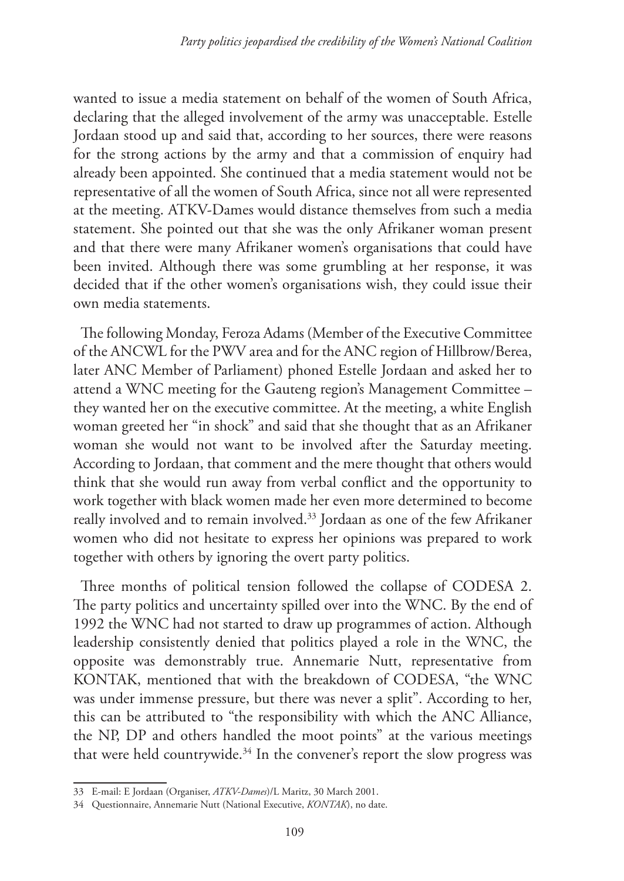wanted to issue a media statement on behalf of the women of South Africa, declaring that the alleged involvement of the army was unacceptable. Estelle Jordaan stood up and said that, according to her sources, there were reasons for the strong actions by the army and that a commission of enquiry had already been appointed. She continued that a media statement would not be representative of all the women of South Africa, since not all were represented at the meeting. ATKV-Dames would distance themselves from such a media statement. She pointed out that she was the only Afrikaner woman present and that there were many Afrikaner women's organisations that could have been invited. Although there was some grumbling at her response, it was decided that if the other women's organisations wish, they could issue their own media statements.

The following Monday, Feroza Adams (Member of the Executive Committee of the ANCWL for the PWV area and for the ANC region of Hillbrow/Berea, later ANC Member of Parliament) phoned Estelle Jordaan and asked her to attend a WNC meeting for the Gauteng region's Management Committee – they wanted her on the executive committee. At the meeting, a white English woman greeted her "in shock" and said that she thought that as an Afrikaner woman she would not want to be involved after the Saturday meeting. According to Jordaan, that comment and the mere thought that others would think that she would run away from verbal conflict and the opportunity to work together with black women made her even more determined to become really involved and to remain involved.[33] Jordaan as one of the few Afrikaner women who did not hesitate to express her opinions was prepared to work together with others by ignoring the overt party politics.

Three months of political tension followed the collapse of CODESA 2. The party politics and uncertainty spilled over into the WNC. By the end of 1992 the WNC had not started to draw up programmes of action. Although leadership consistently denied that politics played a role in the WNC, the opposite was demonstrably true. Annemarie Nutt, representative from KONTAK, mentioned that with the breakdown of CODESA, "the WNC was under immense pressure, but there was never a split". According to her, this can be attributed to "the responsibility with which the ANC Alliance, the NP, DP and others handled the moot points" at the various meetings that were held countrywide.[34] In the convener's report the slow progress was

33 E-mail: E Jordaan (Organiser, *ATKV-Dames*)/L Maritz, 30 March 2001.

34 Questionnaire, Annemarie Nutt (National Executive, *KONTAK*), no date.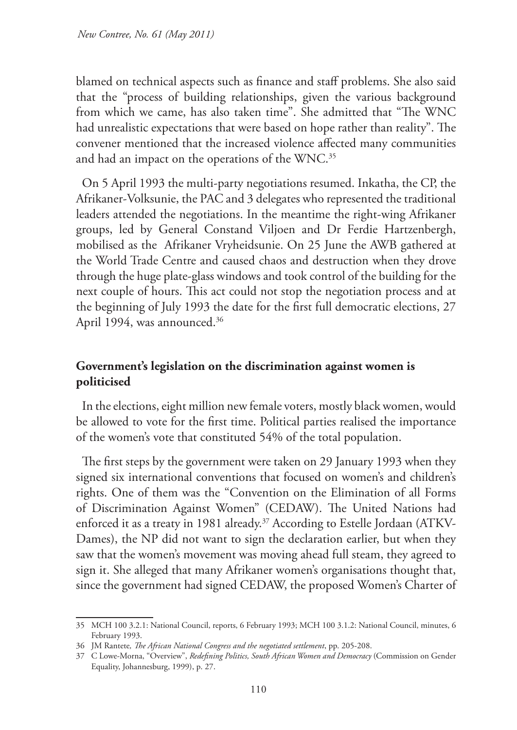blamed on technical aspects such as finance and staff problems. She also said that the "process of building relationships, given the various background from which we came, has also taken time". She admitted that "The WNC had unrealistic expectations that were based on hope rather than reality". The convener mentioned that the increased violence affected many communities and had an impact on the operations of the WNC.[35]

On 5 April 1993 the multi-party negotiations resumed. Inkatha, the CP, the Afrikaner-Volksunie, the PAC and 3 delegates who represented the traditional leaders attended the negotiations. In the meantime the right-wing Afrikaner groups, led by General Constand Viljoen and Dr Ferdie Hartzenbergh, mobilised as the Afrikaner Vryheidsunie. On 25 June the AWB gathered at the World Trade Centre and caused chaos and destruction when they drove through the huge plate-glass windows and took control of the building for the next couple of hours. This act could not stop the negotiation process and at the beginning of July 1993 the date for the first full democratic elections, 27 April 1994, was announced.[36]

## Government's legislation on the discrimination against women is politicised

In the elections, eight million new female voters, mostly black women, would be allowed to vote for the first time. Political parties realised the importance of the women's vote that constituted 54% of the total population.

The first steps by the government were taken on 29 January 1993 when they signed six international conventions that focused on women's and children's rights. One of them was the "Convention on the Elimination of all Forms of Discrimination Against Women" (CEDAW). The United Nations had enforced it as a treaty in 1981 already.[37] According to Estelle Jordaan (ATKV-Dames), the NP did not want to sign the declaration earlier, but when they saw that the women's movement was moving ahead full steam, they agreed to sign it. She alleged that many Afrikaner women's organisations thought that, since the government had signed CEDAW, the proposed Women's Charter of

---

35 MCH 100 3.2.1: National Council, reports, 6 February 1993; MCH 100 3.1.2: National Council, minutes, 6 February 1993.

36 JM Rantete, *The African National Congress and the negotiated settlement*, pp. 205-208.

37 C Lowe-Morna, "Overview", *Redefining Politics, South African Women and Democracy* (Commission on Gender Equality, Johannesburg, 1999), p. 27.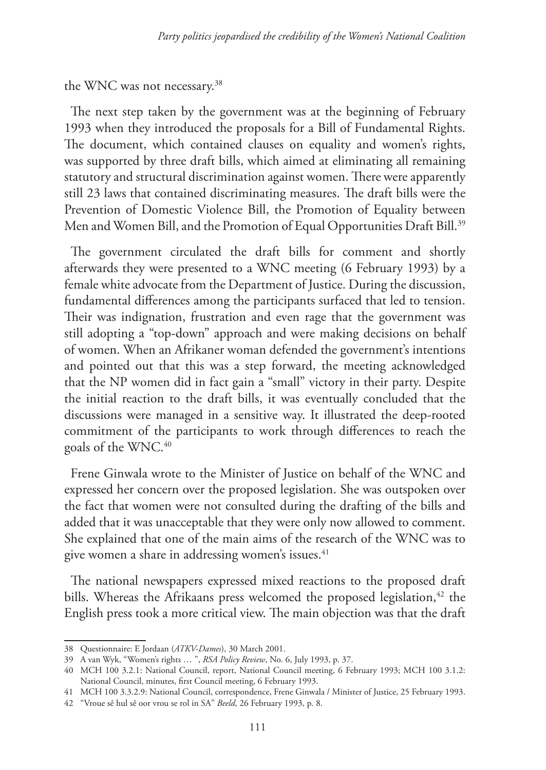the WNC was not necessary.[38]

The next step taken by the government was at the beginning of February 1993 when they introduced the proposals for a Bill of Fundamental Rights. The document, which contained clauses on equality and women's rights, was supported by three draft bills, which aimed at eliminating all remaining statutory and structural discrimination against women. There were apparently still 23 laws that contained discriminating measures. The draft bills were the Prevention of Domestic Violence Bill, the Promotion of Equality between Men and Women Bill, and the Promotion of Equal Opportunities Draft Bill.[39]

The government circulated the draft bills for comment and shortly afterwards they were presented to a WNC meeting (6 February 1993) by a female white advocate from the Department of Justice. During the discussion, fundamental differences among the participants surfaced that led to tension. Their was indignation, frustration and even rage that the government was still adopting a "top-down" approach and were making decisions on behalf of women. When an Afrikaner woman defended the government's intentions and pointed out that this was a step forward, the meeting acknowledged that the NP women did in fact gain a "small" victory in their party. Despite the initial reaction to the draft bills, it was eventually concluded that the discussions were managed in a sensitive way. It illustrated the deep-rooted commitment of the participants to work through differences to reach the goals of the WNC.[40]

Frene Ginwala wrote to the Minister of Justice on behalf of the WNC and expressed her concern over the proposed legislation. She was outspoken over the fact that women were not consulted during the drafting of the bills and added that it was unacceptable that they were only now allowed to comment. She explained that one of the main aims of the research of the WNC was to give women a share in addressing women's issues.[41]

The national newspapers expressed mixed reactions to the proposed draft bills. Whereas the Afrikaans press welcomed the proposed legislation,[42] the English press took a more critical view. The main objection was that the draft

---

38 Questionnaire: E Jordaan (*ATKV-Dames*), 30 March 2001.

39 A van Wyk, "Women's rights … ", *RSA Policy Review*, No. 6, July 1993, p. 37.

40 MCH 100 3.2.1: National Council, report, National Council meeting, 6 February 1993; MCH 100 3.1.2: National Council, minutes, first Council meeting, 6 February 1993.

41 MCH 100 3.3.2.9: National Council, correspondence, Frene Ginwala / Minister of Justice, 25 February 1993.

42 "Vroue sê hul sê oor vrou se rol in SA" *Beeld*, 26 February 1993, p. 8.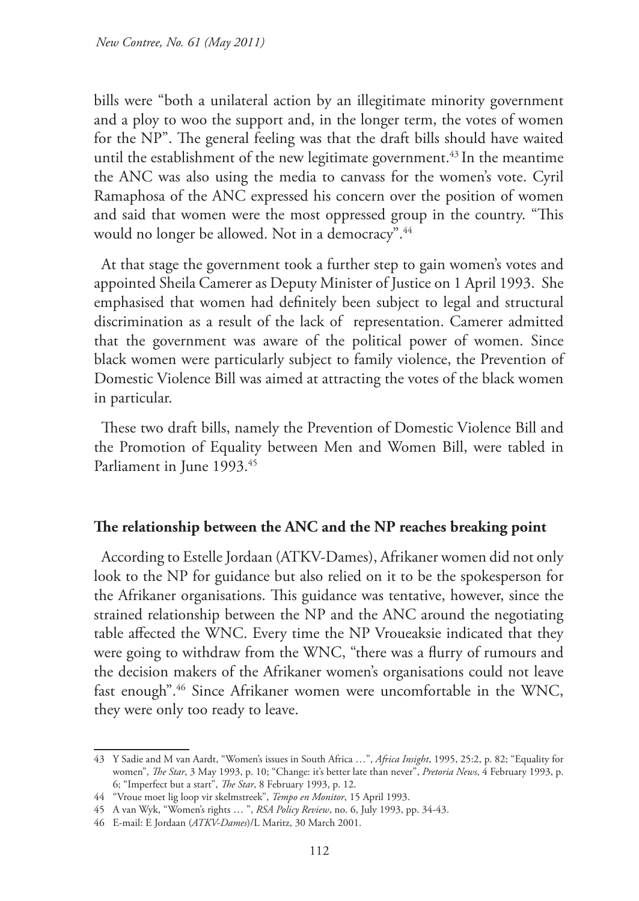bills were "both a unilateral action by an illegitimate minority government and a ploy to woo the support and, in the longer term, the votes of women for the NP". The general feeling was that the draft bills should have waited until the establishment of the new legitimate government.[43] In the meantime the ANC was also using the media to canvass for the women's vote. Cyril Ramaphosa of the ANC expressed his concern over the position of women and said that women were the most oppressed group in the country. "This would no longer be allowed. Not in a democracy".[44]

At that stage the government took a further step to gain women's votes and appointed Sheila Camerer as Deputy Minister of Justice on 1 April 1993. She emphasised that women had definitely been subject to legal and structural discrimination as a result of the lack of representation. Camerer admitted that the government was aware of the political power of women. Since black women were particularly subject to family violence, the Prevention of Domestic Violence Bill was aimed at attracting the votes of the black women in particular.

These two draft bills, namely the Prevention of Domestic Violence Bill and the Promotion of Equality between Men and Women Bill, were tabled in Parliament in June 1993.[45]

## The relationship between the ANC and the NP reaches breaking point

According to Estelle Jordaan (ATKV-Dames), Afrikaner women did not only look to the NP for guidance but also relied on it to be the spokesperson for the Afrikaner organisations. This guidance was tentative, however, since the strained relationship between the NP and the ANC around the negotiating table affected the WNC. Every time the NP Vroueaksie indicated that they were going to withdraw from the WNC, "there was a flurry of rumours and the decision makers of the Afrikaner women's organisations could not leave fast enough".[46] Since Afrikaner women were uncomfortable in the WNC, they were only too ready to leave.

---

43 Y Sadie and M van Aardt, "Women's issues in South Africa …", *Africa Insight*, 1995, 25:2, p. 82; "Equality for women", *The Star*, 3 May 1993, p. 10; "Change: it's better late than never", *Pretoria News*, 4 February 1993, p. 6; "Imperfect but a start", *The Star*, 8 February 1993, p. 12.

44 "Vroue moet lig loop vir skelmstreek", *Tempo en Monitor*, 15 April 1993.

45 A van Wyk, "Women's rights … ", *RSA Policy Review*, no. 6, July 1993, pp. 34-43.

46 E-mail: E Jordaan (*ATKV-Dames*)/L Maritz, 30 March 2001.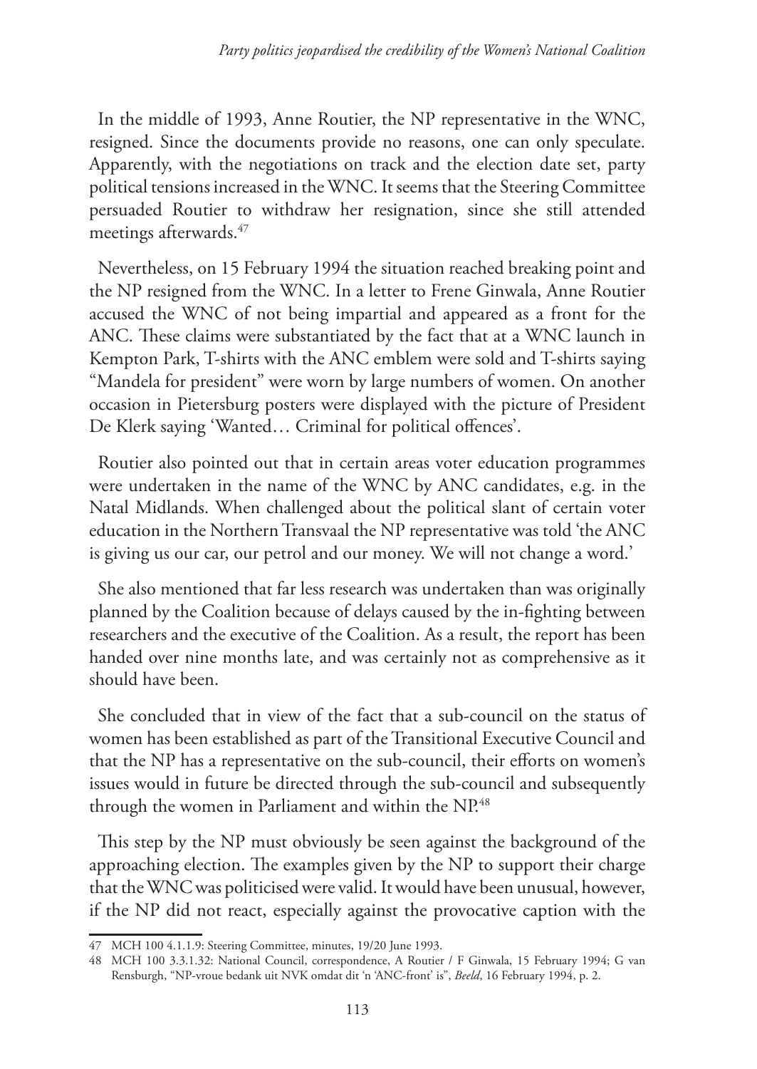In the middle of 1993, Anne Routier, the NP representative in the WNC, resigned. Since the documents provide no reasons, one can only speculate. Apparently, with the negotiations on track and the election date set, party political tensions increased in the WNC. It seems that the Steering Committee persuaded Routier to withdraw her resignation, since she still attended meetings afterwards.[47]

Nevertheless, on 15 February 1994 the situation reached breaking point and the NP resigned from the WNC. In a letter to Frene Ginwala, Anne Routier accused the WNC of not being impartial and appeared as a front for the ANC. These claims were substantiated by the fact that at a WNC launch in Kempton Park, T-shirts with the ANC emblem were sold and T-shirts saying "Mandela for president" were worn by large numbers of women. On another occasion in Pietersburg posters were displayed with the picture of President De Klerk saying 'Wanted… Criminal for political offences'.

Routier also pointed out that in certain areas voter education programmes were undertaken in the name of the WNC by ANC candidates, e.g. in the Natal Midlands. When challenged about the political slant of certain voter education in the Northern Transvaal the NP representative was told 'the ANC is giving us our car, our petrol and our money. We will not change a word.'

She also mentioned that far less research was undertaken than was originally planned by the Coalition because of delays caused by the in-fighting between researchers and the executive of the Coalition. As a result, the report has been handed over nine months late, and was certainly not as comprehensive as it should have been.

She concluded that in view of the fact that a sub-council on the status of women has been established as part of the Transitional Executive Council and that the NP has a representative on the sub-council, their efforts on women's issues would in future be directed through the sub-council and subsequently through the women in Parliament and within the NP.[48]

This step by the NP must obviously be seen against the background of the approaching election. The examples given by the NP to support their charge that the WNC was politicised were valid. It would have been unusual, however, if the NP did not react, especially against the provocative caption with the

---

47 MCH 100 4.1.1.9: Steering Committee, minutes, 19/20 June 1993.

48 MCH 100 3.3.1.32: National Council, correspondence, A Routier / F Ginwala, 15 February 1994; G van Rensburgh, "NP-vroue bedank uit NVK omdat dit 'n 'ANC-front' is", *Beeld*, 16 February 1994, p. 2.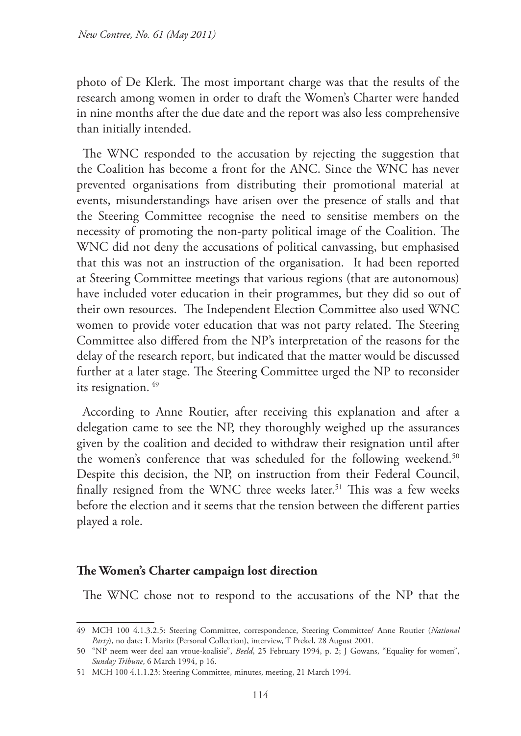photo of De Klerk. The most important charge was that the results of the research among women in order to draft the Women's Charter were handed in nine months after the due date and the report was also less comprehensive than initially intended.

The WNC responded to the accusation by rejecting the suggestion that the Coalition has become a front for the ANC. Since the WNC has never prevented organisations from distributing their promotional material at events, misunderstandings have arisen over the presence of stalls and that the Steering Committee recognise the need to sensitise members on the necessity of promoting the non-party political image of the Coalition. The WNC did not deny the accusations of political canvassing, but emphasised that this was not an instruction of the organisation. It had been reported at Steering Committee meetings that various regions (that are autonomous) have included voter education in their programmes, but they did so out of their own resources. The Independent Election Committee also used WNC women to provide voter education that was not party related. The Steering Committee also differed from the NP's interpretation of the reasons for the delay of the research report, but indicated that the matter would be discussed further at a later stage. The Steering Committee urged the NP to reconsider its resignation. [49]

According to Anne Routier, after receiving this explanation and after a delegation came to see the NP, they thoroughly weighed up the assurances given by the coalition and decided to withdraw their resignation until after the women's conference that was scheduled for the following weekend.[50] Despite this decision, the NP, on instruction from their Federal Council, finally resigned from the WNC three weeks later.[51] This was a few weeks before the election and it seems that the tension between the different parties played a role.

## The Women's Charter campaign lost direction

The WNC chose not to respond to the accusations of the NP that the

---

49 MCH 100 4.1.3.2.5: Steering Committee, correspondence, Steering Committee/ Anne Routier (*National Party*), no date; L Maritz (Personal Collection), interview, T Prekel, 28 August 2001.

50 "NP neem weer deel aan vroue-koalisie", *Beeld*, 25 February 1994, p. 2; J Gowans, "Equality for women", *Sunday Tribune*, 6 March 1994, p 16.

51 MCH 100 4.1.1.23: Steering Committee, minutes, meeting, 21 March 1994.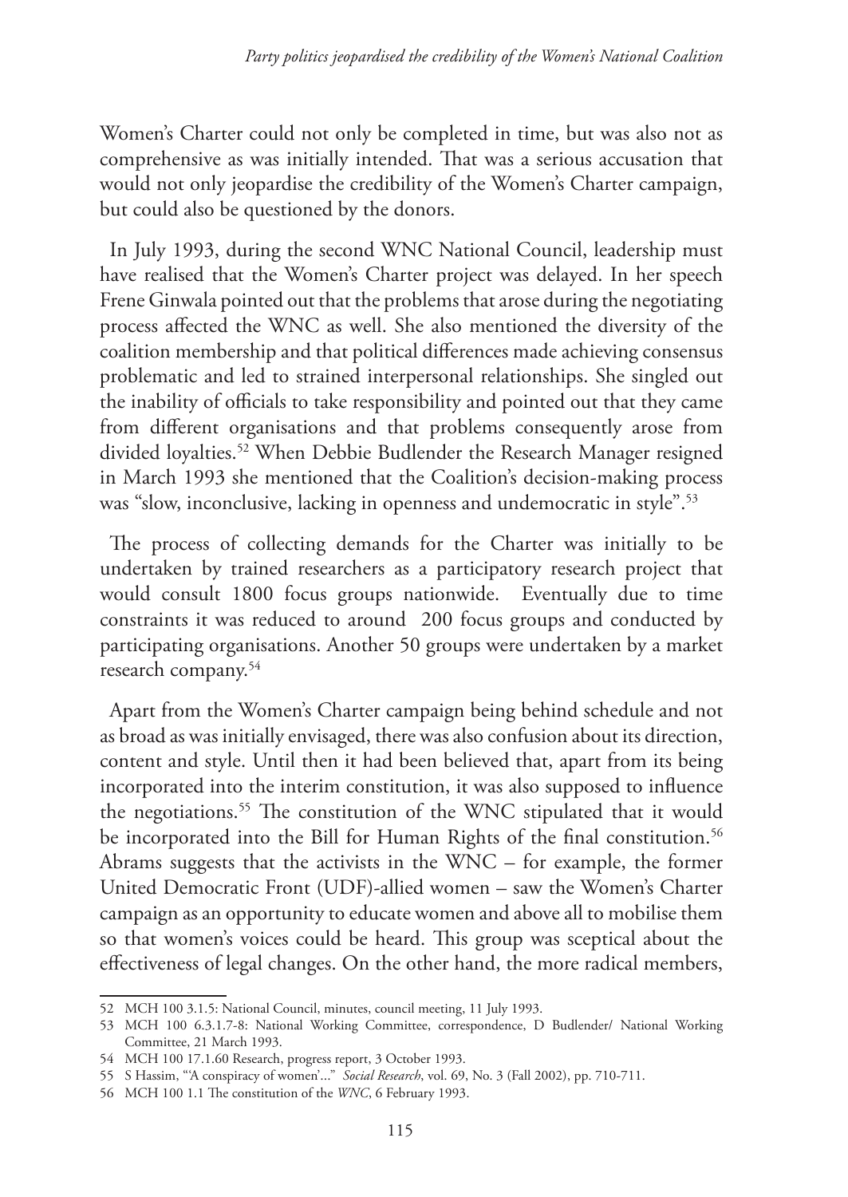Women's Charter could not only be completed in time, but was also not as comprehensive as was initially intended. That was a serious accusation that would not only jeopardise the credibility of the Women's Charter campaign, but could also be questioned by the donors.

In July 1993, during the second WNC National Council, leadership must have realised that the Women's Charter project was delayed. In her speech Frene Ginwala pointed out that the problems that arose during the negotiating process affected the WNC as well. She also mentioned the diversity of the coalition membership and that political differences made achieving consensus problematic and led to strained interpersonal relationships. She singled out the inability of officials to take responsibility and pointed out that they came from different organisations and that problems consequently arose from divided loyalties.[52] When Debbie Budlender the Research Manager resigned in March 1993 she mentioned that the Coalition's decision-making process was "slow, inconclusive, lacking in openness and undemocratic in style".[53]

The process of collecting demands for the Charter was initially to be undertaken by trained researchers as a participatory research project that would consult 1800 focus groups nationwide. Eventually due to time constraints it was reduced to around 200 focus groups and conducted by participating organisations. Another 50 groups were undertaken by a market research company.[54]

Apart from the Women's Charter campaign being behind schedule and not as broad as was initially envisaged, there was also confusion about its direction, content and style. Until then it had been believed that, apart from its being incorporated into the interim constitution, it was also supposed to influence the negotiations.[55] The constitution of the WNC stipulated that it would be incorporated into the Bill for Human Rights of the final constitution.[56] Abrams suggests that the activists in the WNC – for example, the former United Democratic Front (UDF)-allied women – saw the Women's Charter campaign as an opportunity to educate women and above all to mobilise them so that women's voices could be heard. This group was sceptical about the effectiveness of legal changes. On the other hand, the more radical members,

---

52 MCH 100 3.1.5: National Council, minutes, council meeting, 11 July 1993.

53 MCH 100 6.3.1.7-8: National Working Committee, correspondence, D Budlender/ National Working Committee, 21 March 1993.

54 MCH 100 17.1.60 Research, progress report, 3 October 1993.

55 S Hassim, "'A conspiracy of women'..." *Social Research*, vol. 69, No. 3 (Fall 2002), pp. 710-711.

56 MCH 100 1.1 The constitution of the *WNC*, 6 February 1993.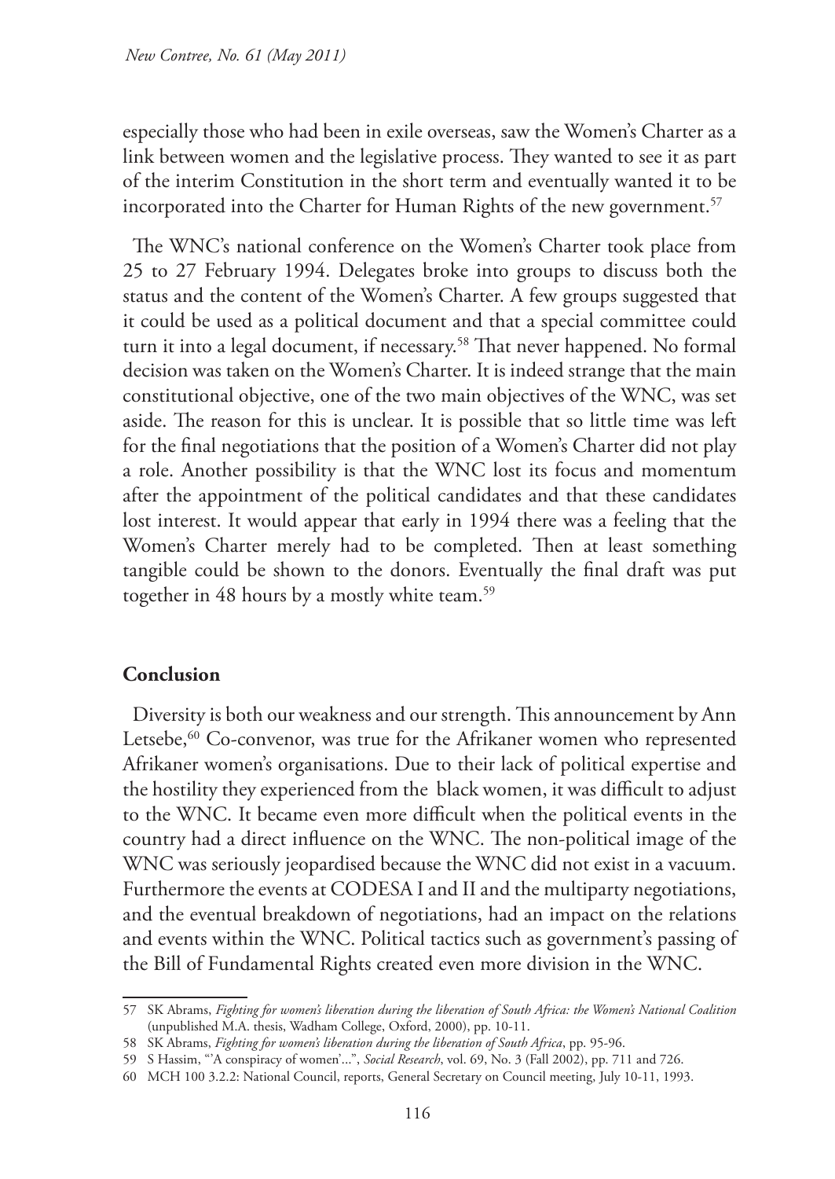especially those who had been in exile overseas, saw the Women's Charter as a link between women and the legislative process. They wanted to see it as part of the interim Constitution in the short term and eventually wanted it to be incorporated into the Charter for Human Rights of the new government.[57]

The WNC's national conference on the Women's Charter took place from 25 to 27 February 1994. Delegates broke into groups to discuss both the status and the content of the Women's Charter. A few groups suggested that it could be used as a political document and that a special committee could turn it into a legal document, if necessary.[58] That never happened. No formal decision was taken on the Women's Charter. It is indeed strange that the main constitutional objective, one of the two main objectives of the WNC, was set aside. The reason for this is unclear. It is possible that so little time was left for the final negotiations that the position of a Women's Charter did not play a role. Another possibility is that the WNC lost its focus and momentum after the appointment of the political candidates and that these candidates lost interest. It would appear that early in 1994 there was a feeling that the Women's Charter merely had to be completed. Then at least something tangible could be shown to the donors. Eventually the final draft was put together in 48 hours by a mostly white team.[59]

## Conclusion

Diversity is both our weakness and our strength. This announcement by Ann Letsebe,[60] Co-convenor, was true for the Afrikaner women who represented Afrikaner women's organisations. Due to their lack of political expertise and the hostility they experienced from the black women, it was difficult to adjust to the WNC. It became even more difficult when the political events in the country had a direct influence on the WNC. The non-political image of the WNC was seriously jeopardised because the WNC did not exist in a vacuum. Furthermore the events at CODESA I and II and the multiparty negotiations, and the eventual breakdown of negotiations, had an impact on the relations and events within the WNC. Political tactics such as government's passing of the Bill of Fundamental Rights created even more division in the WNC.

---

57 SK Abrams, *Fighting for women's liberation during the liberation of South Africa: the Women's National Coalition* (unpublished M.A. thesis, Wadham College, Oxford, 2000), pp. 10-11.

58 SK Abrams, *Fighting for women's liberation during the liberation of South Africa*, pp. 95-96.

59 S Hassim, "'A conspiracy of women'...", *Social Research*, vol. 69, No. 3 (Fall 2002), pp. 711 and 726.

60 MCH 100 3.2.2: National Council, reports, General Secretary on Council meeting, July 10-11, 1993.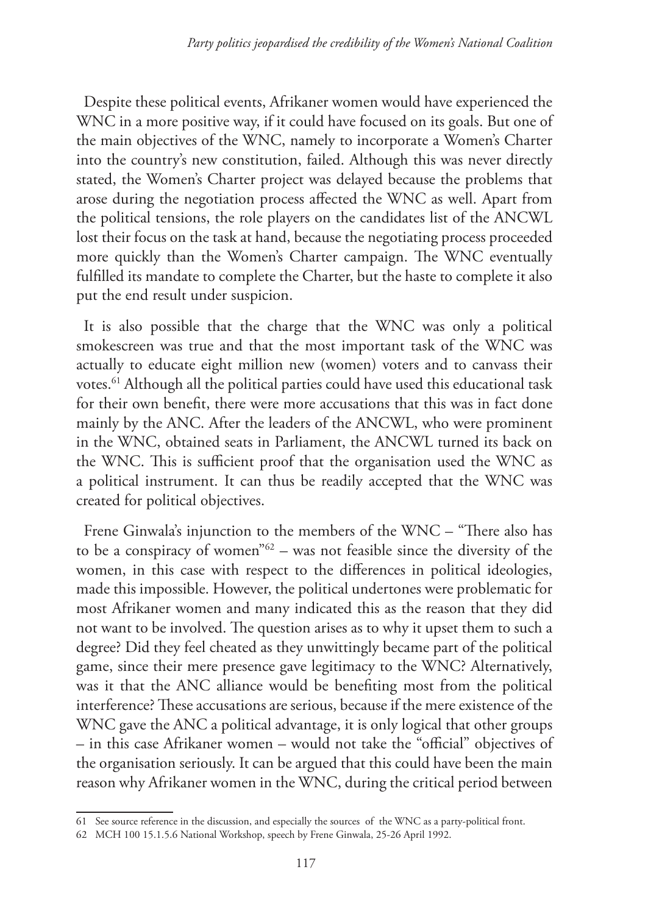Despite these political events, Afrikaner women would have experienced the WNC in a more positive way, if it could have focused on its goals. But one of the main objectives of the WNC, namely to incorporate a Women's Charter into the country's new constitution, failed. Although this was never directly stated, the Women's Charter project was delayed because the problems that arose during the negotiation process affected the WNC as well. Apart from the political tensions, the role players on the candidates list of the ANCWL lost their focus on the task at hand, because the negotiating process proceeded more quickly than the Women's Charter campaign. The WNC eventually fulfilled its mandate to complete the Charter, but the haste to complete it also put the end result under suspicion.

It is also possible that the charge that the WNC was only a political smokescreen was true and that the most important task of the WNC was actually to educate eight million new (women) voters and to canvass their votes.[61] Although all the political parties could have used this educational task for their own benefit, there were more accusations that this was in fact done mainly by the ANC. After the leaders of the ANCWL, who were prominent in the WNC, obtained seats in Parliament, the ANCWL turned its back on the WNC. This is sufficient proof that the organisation used the WNC as a political instrument. It can thus be readily accepted that the WNC was created for political objectives.

Frene Ginwala's injunction to the members of the WNC – "There also has to be a conspiracy of women"[62] – was not feasible since the diversity of the women, in this case with respect to the differences in political ideologies, made this impossible. However, the political undertones were problematic for most Afrikaner women and many indicated this as the reason that they did not want to be involved. The question arises as to why it upset them to such a degree? Did they feel cheated as they unwittingly became part of the political game, since their mere presence gave legitimacy to the WNC? Alternatively, was it that the ANC alliance would be benefiting most from the political interference? These accusations are serious, because if the mere existence of the WNC gave the ANC a political advantage, it is only logical that other groups – in this case Afrikaner women – would not take the "official" objectives of the organisation seriously. It can be argued that this could have been the main reason why Afrikaner women in the WNC, during the critical period between

---

61 See source reference in the discussion, and especially the sources of the WNC as a party-political front.

62 MCH 100 15.1.5.6 National Workshop, speech by Frene Ginwala, 25-26 April 1992.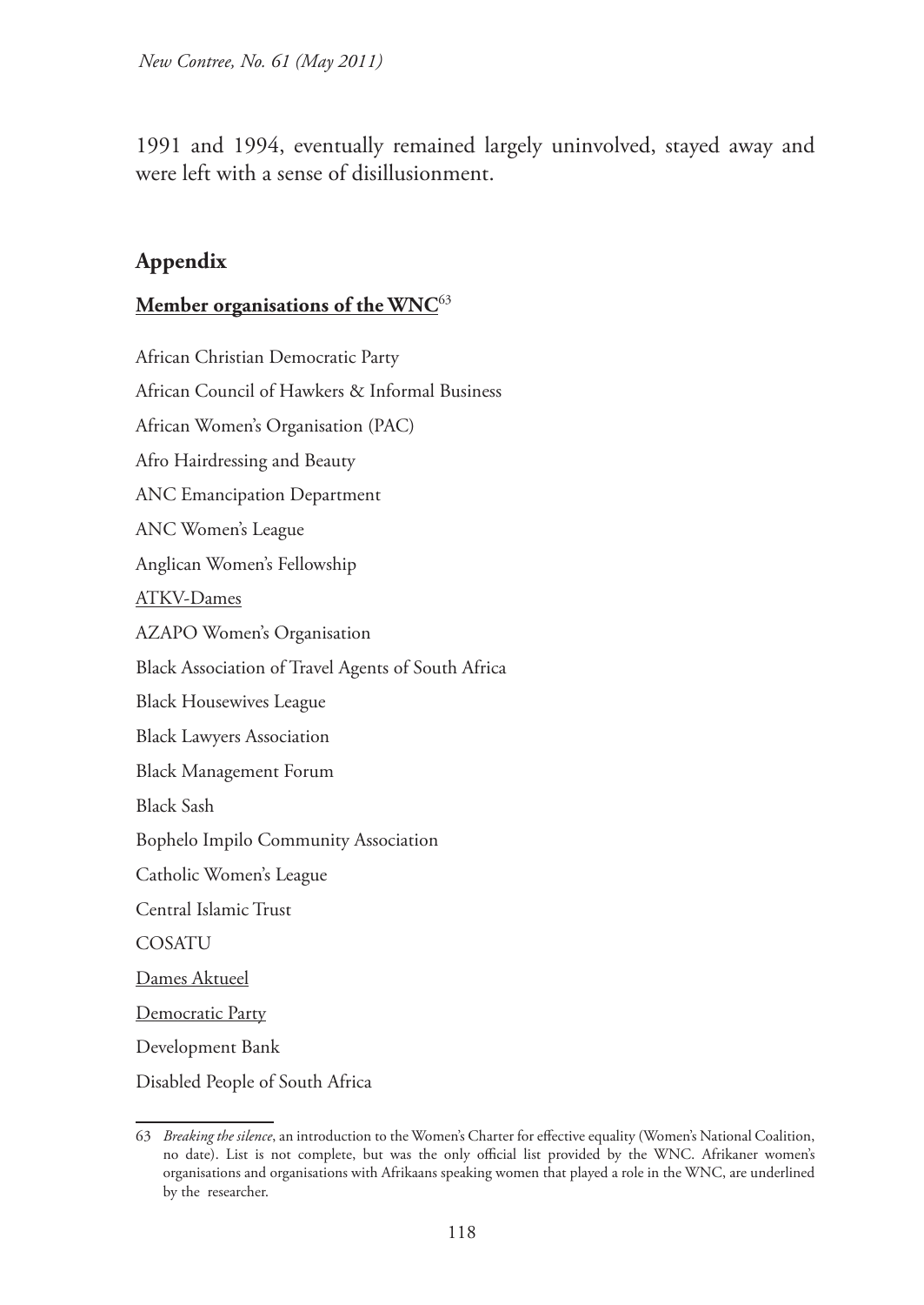1991 and 1994, eventually remained largely uninvolved, stayed away and were left with a sense of disillusionment.

## Appendix

### <u>Member organisations of the WNC</u>[63]

African Christian Democratic Party

African Council of Hawkers & Informal Business

African Women's Organisation (PAC)

Afro Hairdressing and Beauty

ANC Emancipation Department

ANC Women's League

Anglican Women's Fellowship

<u>ATKV-Dames</u>

AZAPO Women's Organisation

Black Association of Travel Agents of South Africa

Black Housewives League

Black Lawyers Association

Black Management Forum

Black Sash

Bophelo Impilo Community Association

Catholic Women's League

Central Islamic Trust

COSATU

<u>Dames Aktueel</u>

<u>Democratic Party</u>

Development Bank

Disabled People of South Africa

---

63 *Breaking the silence*, an introduction to the Women's Charter for effective equality (Women's National Coalition, no date). List is not complete, but was the only official list provided by the WNC. Afrikaner women's organisations and organisations with Afrikaans speaking women that played a role in the WNC, are underlined by the researcher.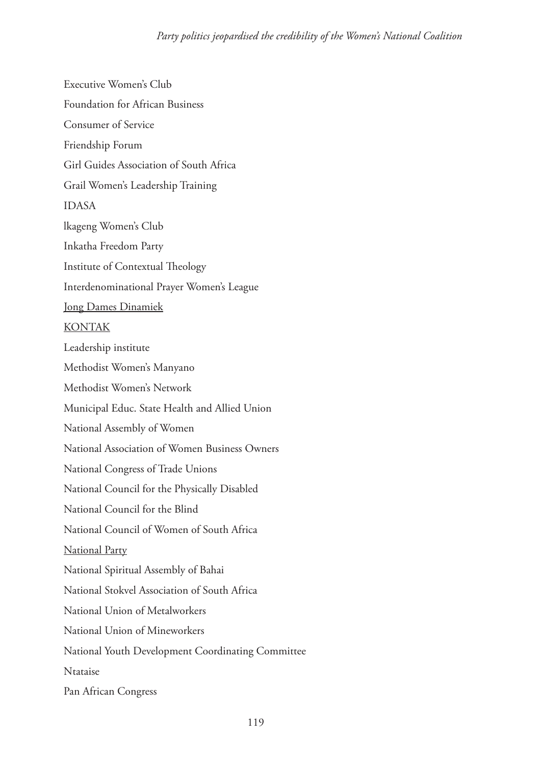Executive Women's Club

Foundation for African Business

Consumer of Service

Friendship Forum

Girl Guides Association of South Africa

Grail Women's Leadership Training

IDASA

lkageng Women's Club

Inkatha Freedom Party

Institute of Contextual Theology

Interdenominational Prayer Women's League

<u>Jong Dames Dinamiek</u>

<u>KONTAK</u>

Leadership institute

Methodist Women's Manyano

Methodist Women's Network

Municipal Educ. State Health and Allied Union

National Assembly of Women

National Association of Women Business Owners

National Congress of Trade Unions

National Council for the Physically Disabled

National Council for the Blind

National Council of Women of South Africa

<u>National Party</u>

National Spiritual Assembly of Bahai

National Stokvel Association of South Africa

National Union of Metalworkers

National Union of Mineworkers

National Youth Development Coordinating Committee

Ntataise

Pan African Congress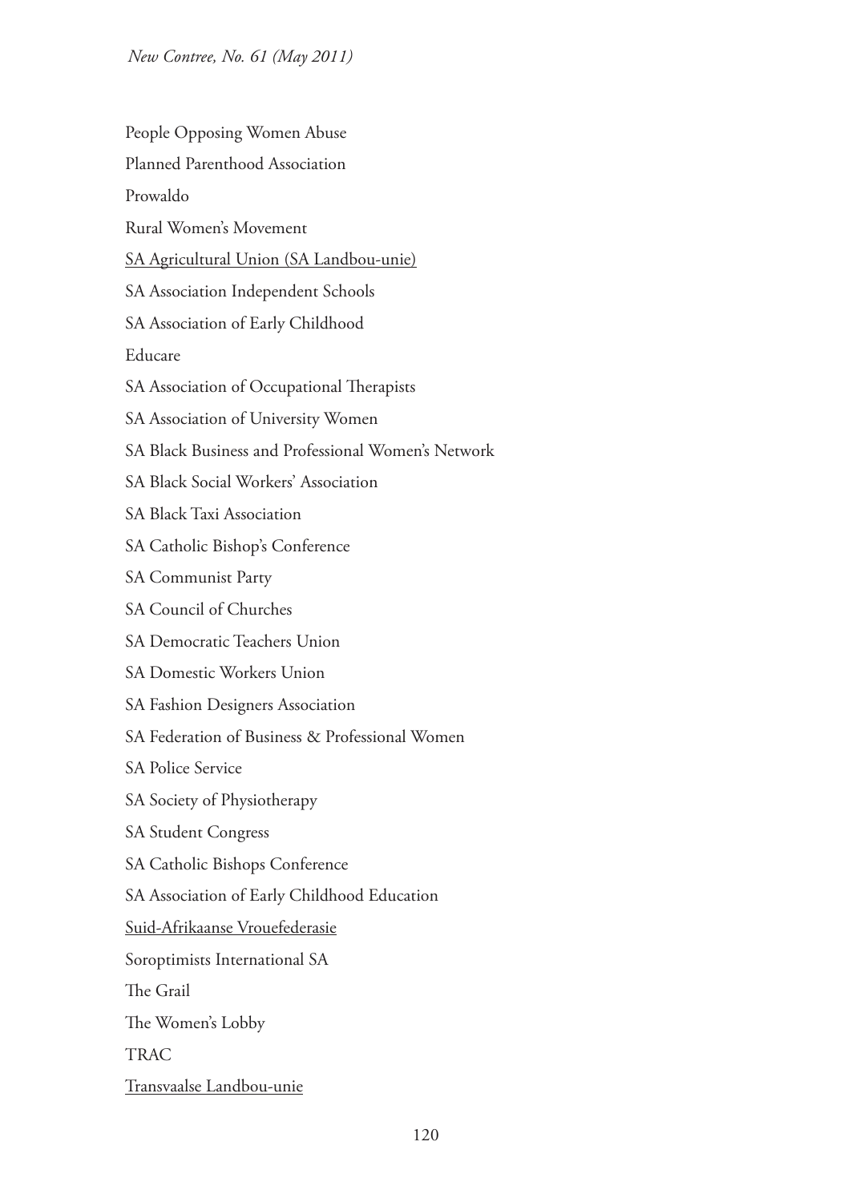People Opposing Women Abuse

Planned Parenthood Association

Prowaldo

Rural Women's Movement

<u>SA Agricultural Union (SA Landbou-unie)</u>

SA Association Independent Schools

SA Association of Early Childhood

Educare

SA Association of Occupational Therapists

SA Association of University Women

SA Black Business and Professional Women's Network

SA Black Social Workers' Association

SA Black Taxi Association

SA Catholic Bishop's Conference

SA Communist Party

SA Council of Churches

SA Democratic Teachers Union

SA Domestic Workers Union

SA Fashion Designers Association

SA Federation of Business & Professional Women

SA Police Service

SA Society of Physiotherapy

SA Student Congress

SA Catholic Bishops Conference

SA Association of Early Childhood Education

<u>Suid-Afrikaanse Vrouefederasie</u>

Soroptimists International SA

The Grail

The Women's Lobby

TRAC

<u>Transvaalse Landbou-unie</u>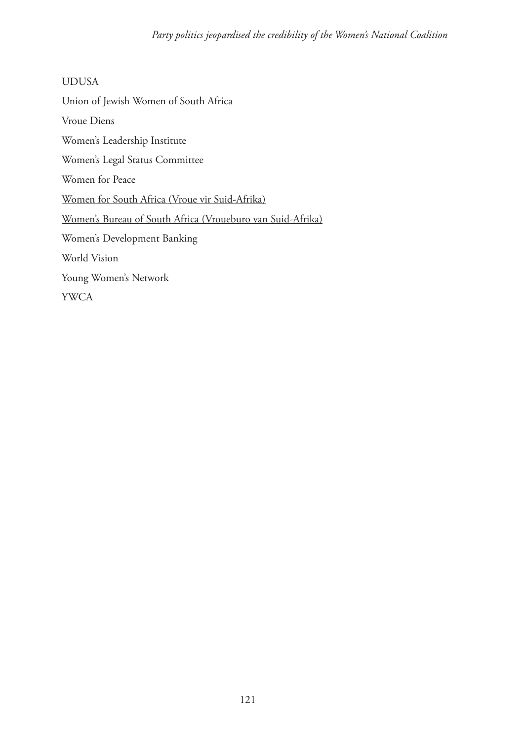UDUSA

Union of Jewish Women of South Africa

Vroue Diens

Women's Leadership Institute

Women's Legal Status Committee

<u>Women for Peace</u>

<u>Women for South Africa (Vroue vir Suid-Afrika)</u>

<u>Women's Bureau of South Africa (Vroueburo van Suid-Afrika)</u>

Women's Development Banking

World Vision

Young Women's Network

YWCA